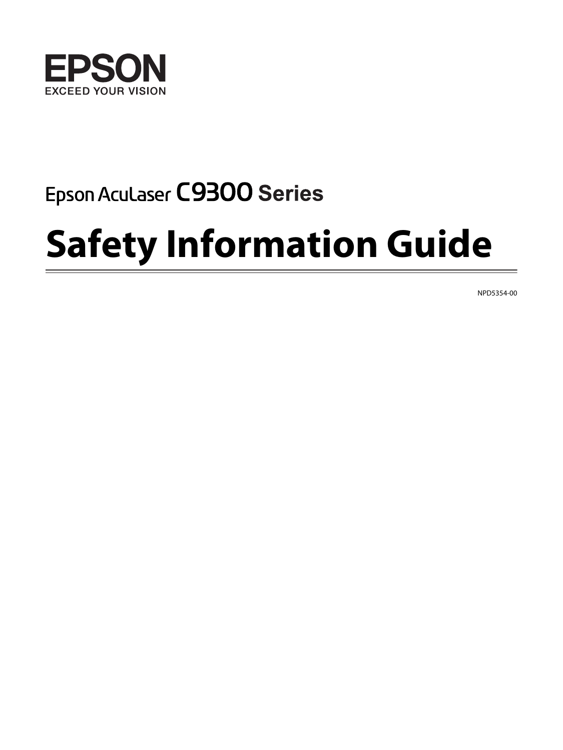EPSON

EXCEED YOUR VISION

Epson AcuLaser C9300 Series

# Safety Information Guide

NPD5354-00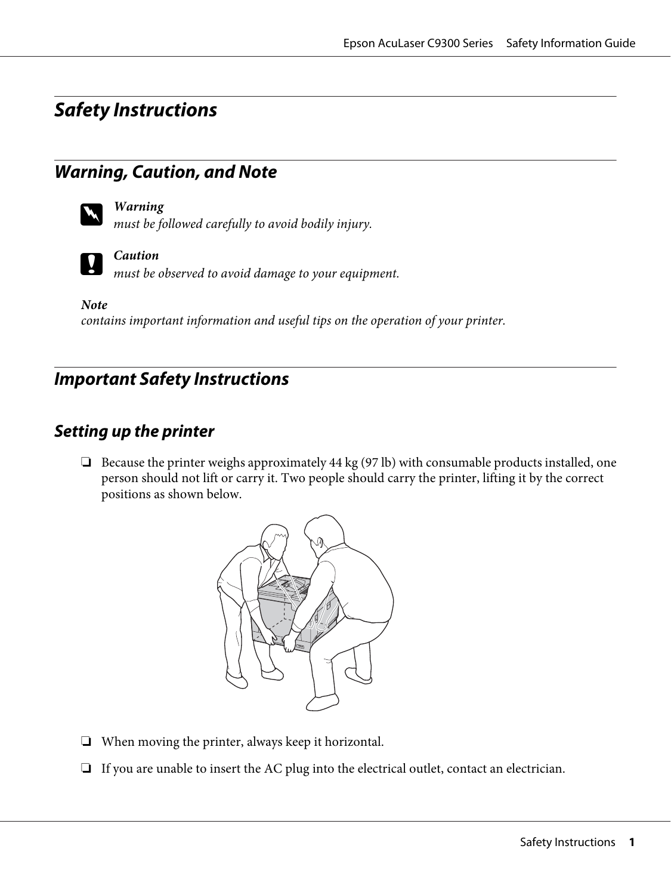# Safety Instructions

## Warning, Caution, and Note

***Warning***
*must be followed carefully to avoid bodily injury.*

***Caution***
*must be observed to avoid damage to your equipment.*

***Note***
*contains important information and useful tips on the operation of your printer.*

## Important Safety Instructions

### Setting up the printer

- Because the printer weighs approximately 44 kg (97 lb) with consumable products installed, one person should not lift or carry it. Two people should carry the printer, lifting it by the correct positions as shown below.

- When moving the printer, always keep it horizontal.

- If you are unable to insert the AC plug into the electrical outlet, contact an electrician.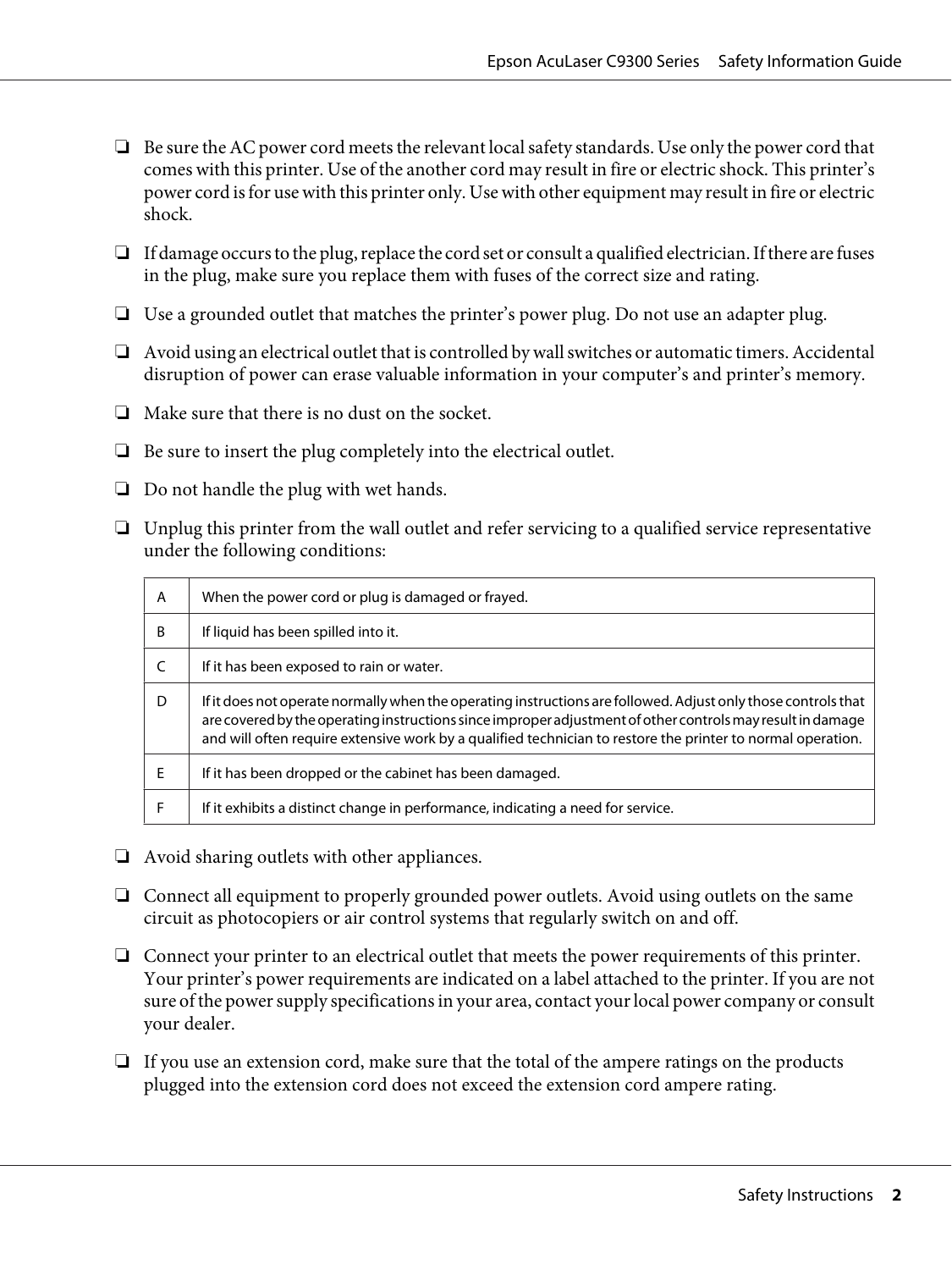- Be sure the AC power cord meets the relevant local safety standards. Use only the power cord that comes with this printer. Use of the another cord may result in fire or electric shock. This printer's power cord is for use with this printer only. Use with other equipment may result in fire or electric shock.

- If damage occurs to the plug, replace the cord set or consult a qualified electrician. If there are fuses in the plug, make sure you replace them with fuses of the correct size and rating.

- Use a grounded outlet that matches the printer's power plug. Do not use an adapter plug.

- Avoid using an electrical outlet that is controlled by wall switches or automatic timers. Accidental disruption of power can erase valuable information in your computer's and printer's memory.

- Make sure that there is no dust on the socket.

- Be sure to insert the plug completely into the electrical outlet.

- Do not handle the plug with wet hands.

- Unplug this printer from the wall outlet and refer servicing to a qualified service representative under the following conditions:

| | |
|---|---|
| A | When the power cord or plug is damaged or frayed. |
| B | If liquid has been spilled into it. |
| C | If it has been exposed to rain or water. |
| D | If it does not operate normally when the operating instructions are followed. Adjust only those controls that are covered by the operating instructions since improper adjustment of other controls may result in damage and will often require extensive work by a qualified technician to restore the printer to normal operation. |
| E | If it has been dropped or the cabinet has been damaged. |
| F | If it exhibits a distinct change in performance, indicating a need for service. |

- Avoid sharing outlets with other appliances.

- Connect all equipment to properly grounded power outlets. Avoid using outlets on the same circuit as photocopiers or air control systems that regularly switch on and off.

- Connect your printer to an electrical outlet that meets the power requirements of this printer. Your printer's power requirements are indicated on a label attached to the printer. If you are not sure of the power supply specifications in your area, contact your local power company or consult your dealer.

- If you use an extension cord, make sure that the total of the ampere ratings on the products plugged into the extension cord does not exceed the extension cord ampere rating.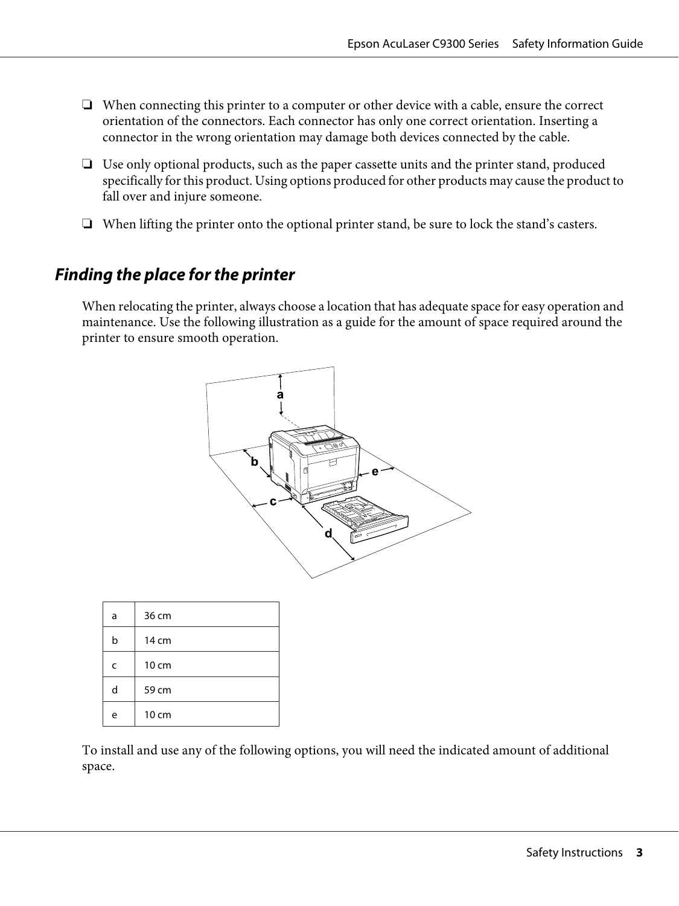- When connecting this printer to a computer or other device with a cable, ensure the correct orientation of the connectors. Each connector has only one correct orientation. Inserting a connector in the wrong orientation may damage both devices connected by the cable.
- Use only optional products, such as the paper cassette units and the printer stand, produced specifically for this product. Using options produced for other products may cause the product to fall over and injure someone.
- When lifting the printer onto the optional printer stand, be sure to lock the stand's casters.

## *Finding the place for the printer*

When relocating the printer, always choose a location that has adequate space for easy operation and maintenance. Use the following illustration as a guide for the amount of space required around the printer to ensure smooth operation.

| | |
|---|---|
| a | 36 cm |
| b | 14 cm |
| c | 10 cm |
| d | 59 cm |
| e | 10 cm |

To install and use any of the following options, you will need the indicated amount of additional space.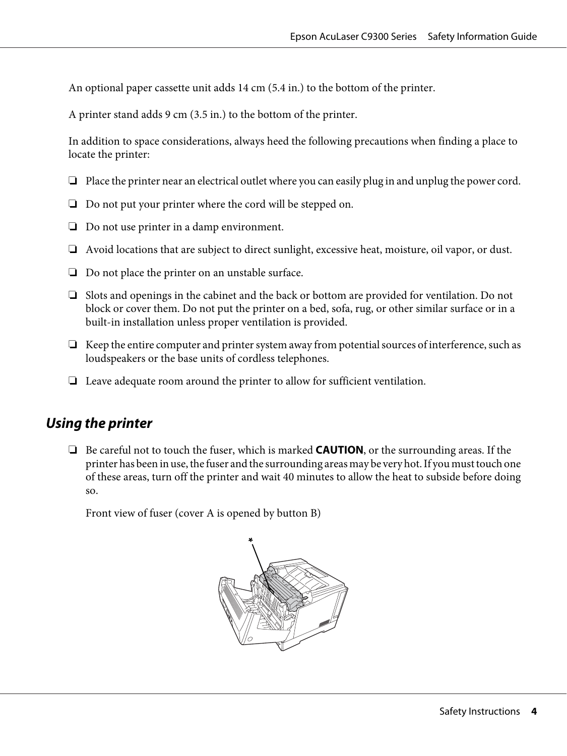An optional paper cassette unit adds 14 cm (5.4 in.) to the bottom of the printer.

A printer stand adds 9 cm (3.5 in.) to the bottom of the printer.

In addition to space considerations, always heed the following precautions when finding a place to locate the printer:

- Place the printer near an electrical outlet where you can easily plug in and unplug the power cord.
- Do not put your printer where the cord will be stepped on.
- Do not use printer in a damp environment.
- Avoid locations that are subject to direct sunlight, excessive heat, moisture, oil vapor, or dust.
- Do not place the printer on an unstable surface.
- Slots and openings in the cabinet and the back or bottom are provided for ventilation. Do not block or cover them. Do not put the printer on a bed, sofa, rug, or other similar surface or in a built-in installation unless proper ventilation is provided.
- Keep the entire computer and printer system away from potential sources of interference, such as loudspeakers or the base units of cordless telephones.
- Leave adequate room around the printer to allow for sufficient ventilation.

## *Using the printer*

- Be careful not to touch the fuser, which is marked **CAUTION**, or the surrounding areas. If the printer has been in use, the fuser and the surrounding areas may be very hot. If you must touch one of these areas, turn off the printer and wait 40 minutes to allow the heat to subside before doing so.

  Front view of fuser (cover A is opened by button B)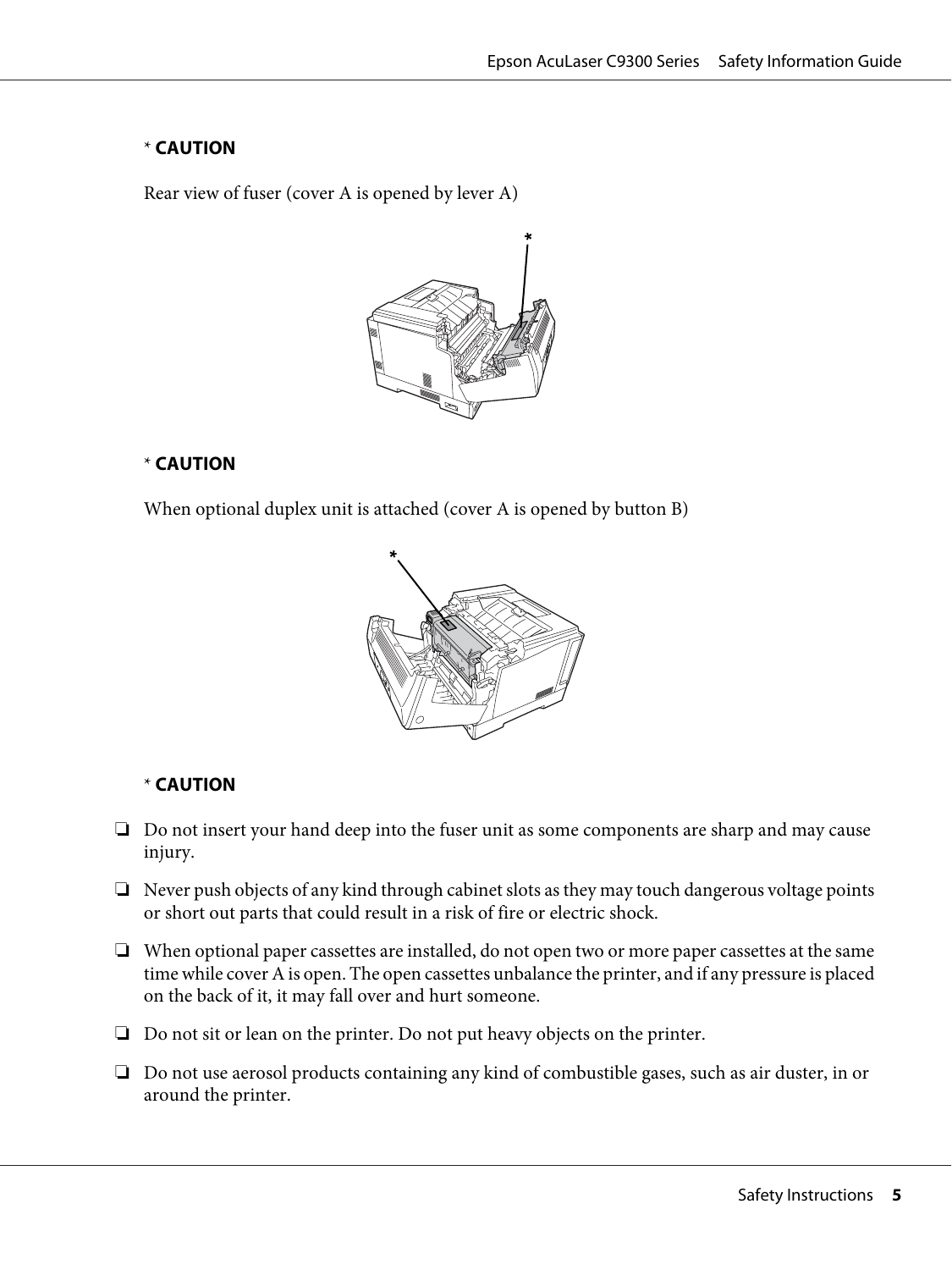\* **CAUTION**

Rear view of fuser (cover A is opened by lever A)

\* **CAUTION**

When optional duplex unit is attached (cover A is opened by button B)

\* **CAUTION**

- ❏ Do not insert your hand deep into the fuser unit as some components are sharp and may cause injury.
- ❏ Never push objects of any kind through cabinet slots as they may touch dangerous voltage points or short out parts that could result in a risk of fire or electric shock.
- ❏ When optional paper cassettes are installed, do not open two or more paper cassettes at the same time while cover A is open. The open cassettes unbalance the printer, and if any pressure is placed on the back of it, it may fall over and hurt someone.
- ❏ Do not sit or lean on the printer. Do not put heavy objects on the printer.
- ❏ Do not use aerosol products containing any kind of combustible gases, such as air duster, in or around the printer.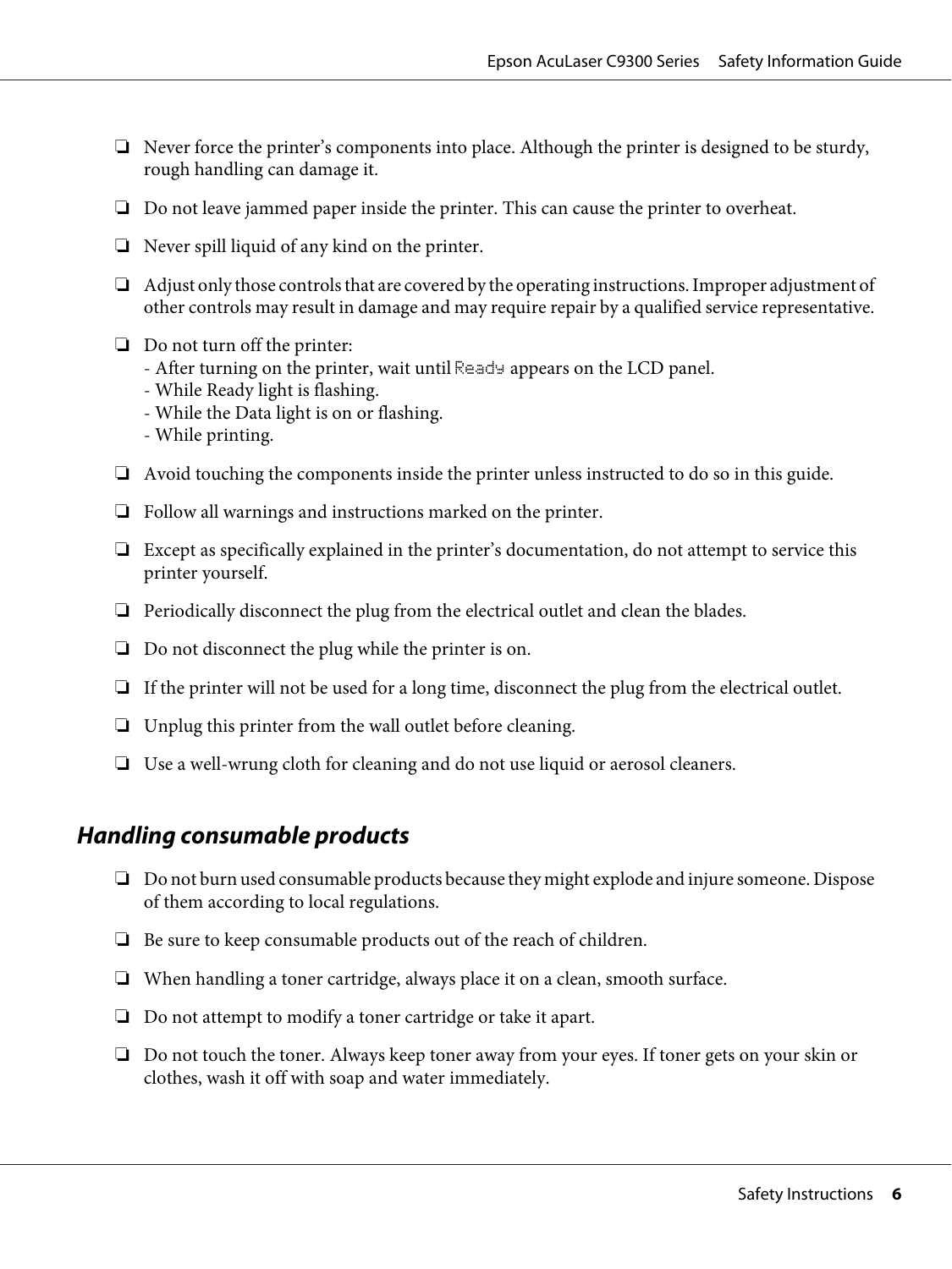- Never force the printer's components into place. Although the printer is designed to be sturdy, rough handling can damage it.
- Do not leave jammed paper inside the printer. This can cause the printer to overheat.
- Never spill liquid of any kind on the printer.
- Adjust only those controls that are covered by the operating instructions. Improper adjustment of other controls may result in damage and may require repair by a qualified service representative.
- Do not turn off the printer:
  - After turning on the printer, wait until `Ready` appears on the LCD panel.
  - While Ready light is flashing.
  - While the Data light is on or flashing.
  - While printing.
- Avoid touching the components inside the printer unless instructed to do so in this guide.
- Follow all warnings and instructions marked on the printer.
- Except as specifically explained in the printer's documentation, do not attempt to service this printer yourself.
- Periodically disconnect the plug from the electrical outlet and clean the blades.
- Do not disconnect the plug while the printer is on.
- If the printer will not be used for a long time, disconnect the plug from the electrical outlet.
- Unplug this printer from the wall outlet before cleaning.
- Use a well-wrung cloth for cleaning and do not use liquid or aerosol cleaners.

### *Handling consumable products*

- Do not burn used consumable products because they might explode and injure someone. Dispose of them according to local regulations.
- Be sure to keep consumable products out of the reach of children.
- When handling a toner cartridge, always place it on a clean, smooth surface.
- Do not attempt to modify a toner cartridge or take it apart.
- Do not touch the toner. Always keep toner away from your eyes. If toner gets on your skin or clothes, wash it off with soap and water immediately.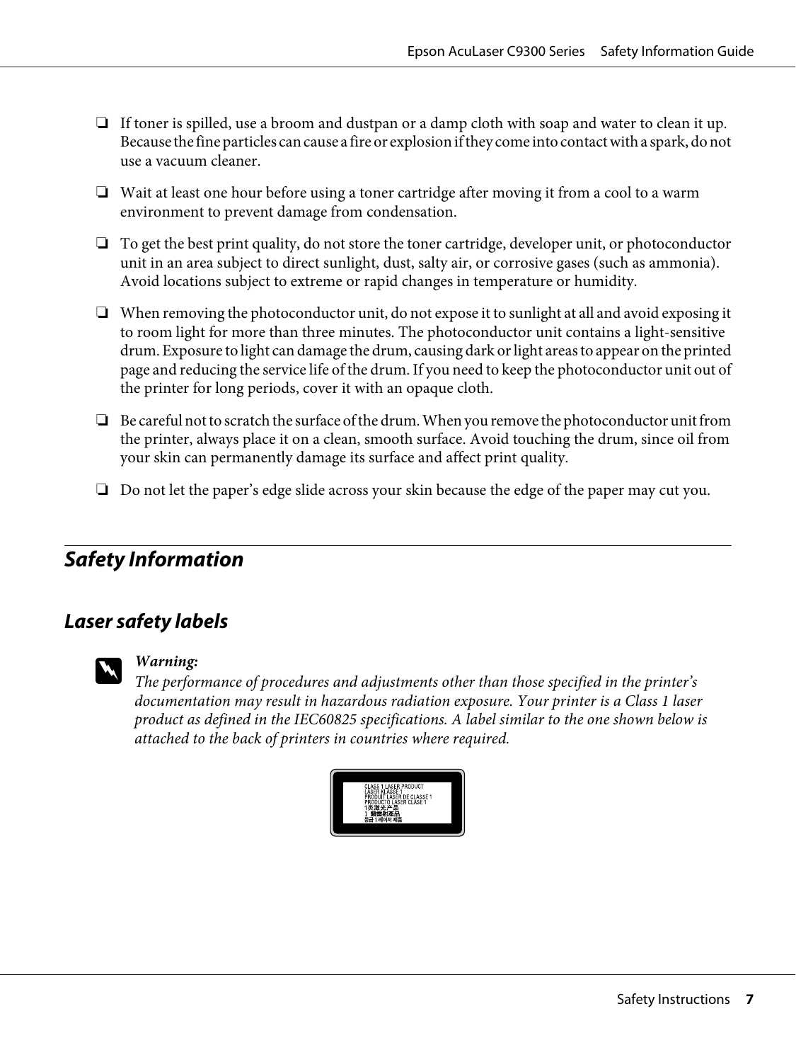- If toner is spilled, use a broom and dustpan or a damp cloth with soap and water to clean it up. Because the fine particles can cause a fire or explosion if they come into contact with a spark, do not use a vacuum cleaner.
- Wait at least one hour before using a toner cartridge after moving it from a cool to a warm environment to prevent damage from condensation.
- To get the best print quality, do not store the toner cartridge, developer unit, or photoconductor unit in an area subject to direct sunlight, dust, salty air, or corrosive gases (such as ammonia). Avoid locations subject to extreme or rapid changes in temperature or humidity.
- When removing the photoconductor unit, do not expose it to sunlight at all and avoid exposing it to room light for more than three minutes. The photoconductor unit contains a light-sensitive drum. Exposure to light can damage the drum, causing dark or light areas to appear on the printed page and reducing the service life of the drum. If you need to keep the photoconductor unit out of the printer for long periods, cover it with an opaque cloth.
- Be careful not to scratch the surface of the drum. When you remove the photoconductor unit from the printer, always place it on a clean, smooth surface. Avoid touching the drum, since oil from your skin can permanently damage its surface and affect print quality.
- Do not let the paper's edge slide across your skin because the edge of the paper may cut you.

## Safety Information

### Laser safety labels

> **Warning:**
> *The performance of procedures and adjustments other than those specified in the printer's documentation may result in hazardous radiation exposure. Your printer is a Class 1 laser product as defined in the IEC60825 specifications. A label similar to the one shown below is attached to the back of printers in countries where required.*

CLASS 1 LASER PRODUCT
LASER KLASSE 1
PRODUIT LASER DE CLASSE 1
PRODUCTO LASER CLASE 1
1类激光产品
1 類雷射產品
등급 1 레이저 제품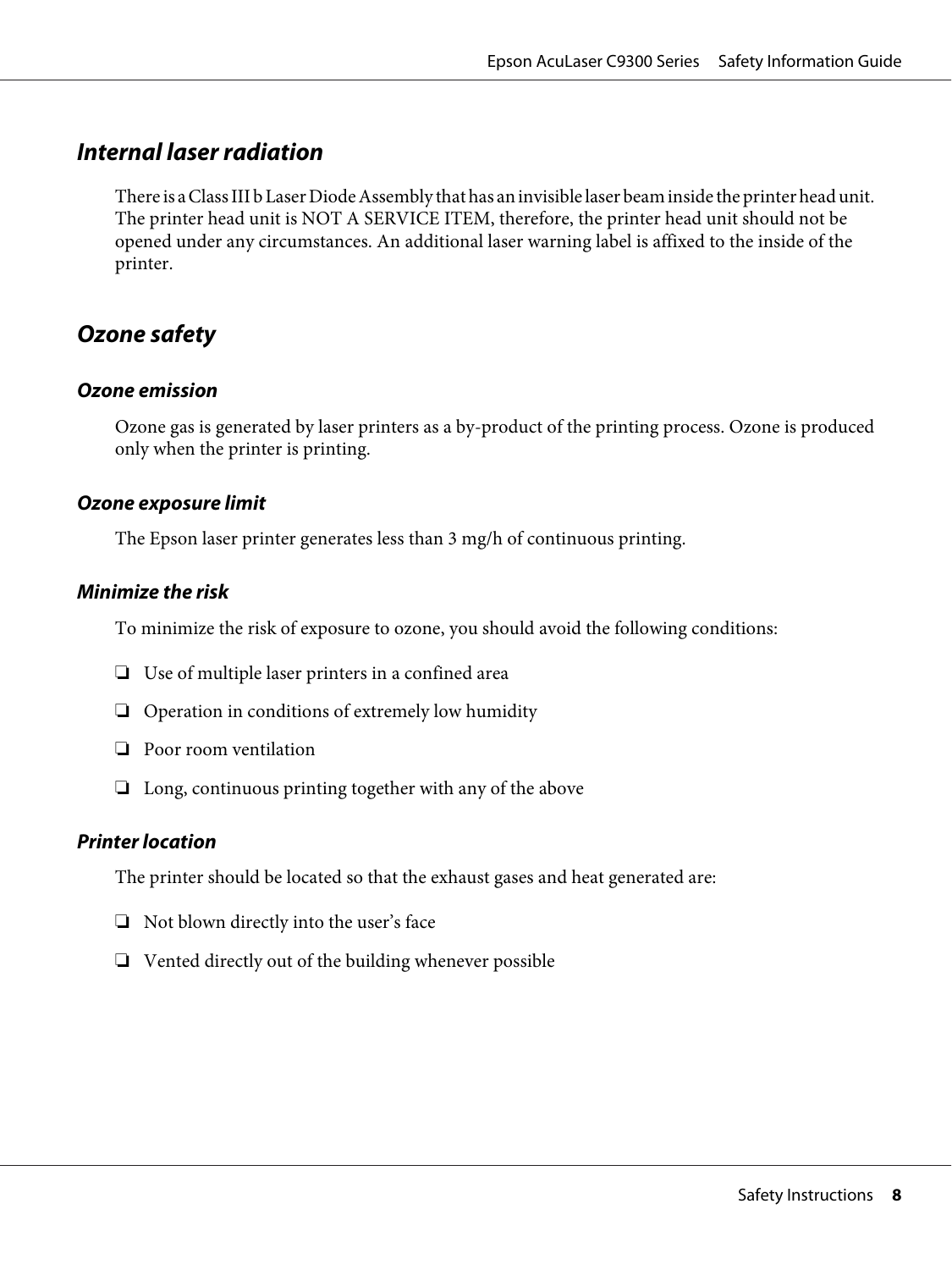## Internal laser radiation

There is a Class III b Laser Diode Assembly that has an invisible laser beam inside the printer head unit. The printer head unit is NOT A SERVICE ITEM, therefore, the printer head unit should not be opened under any circumstances. An additional laser warning label is affixed to the inside of the printer.

## Ozone safety

### Ozone emission

Ozone gas is generated by laser printers as a by-product of the printing process. Ozone is produced only when the printer is printing.

### Ozone exposure limit

The Epson laser printer generates less than 3 mg/h of continuous printing.

### Minimize the risk

To minimize the risk of exposure to ozone, you should avoid the following conditions:

- Use of multiple laser printers in a confined area
- Operation in conditions of extremely low humidity
- Poor room ventilation
- Long, continuous printing together with any of the above

### Printer location

The printer should be located so that the exhaust gases and heat generated are:

- Not blown directly into the user's face
- Vented directly out of the building whenever possible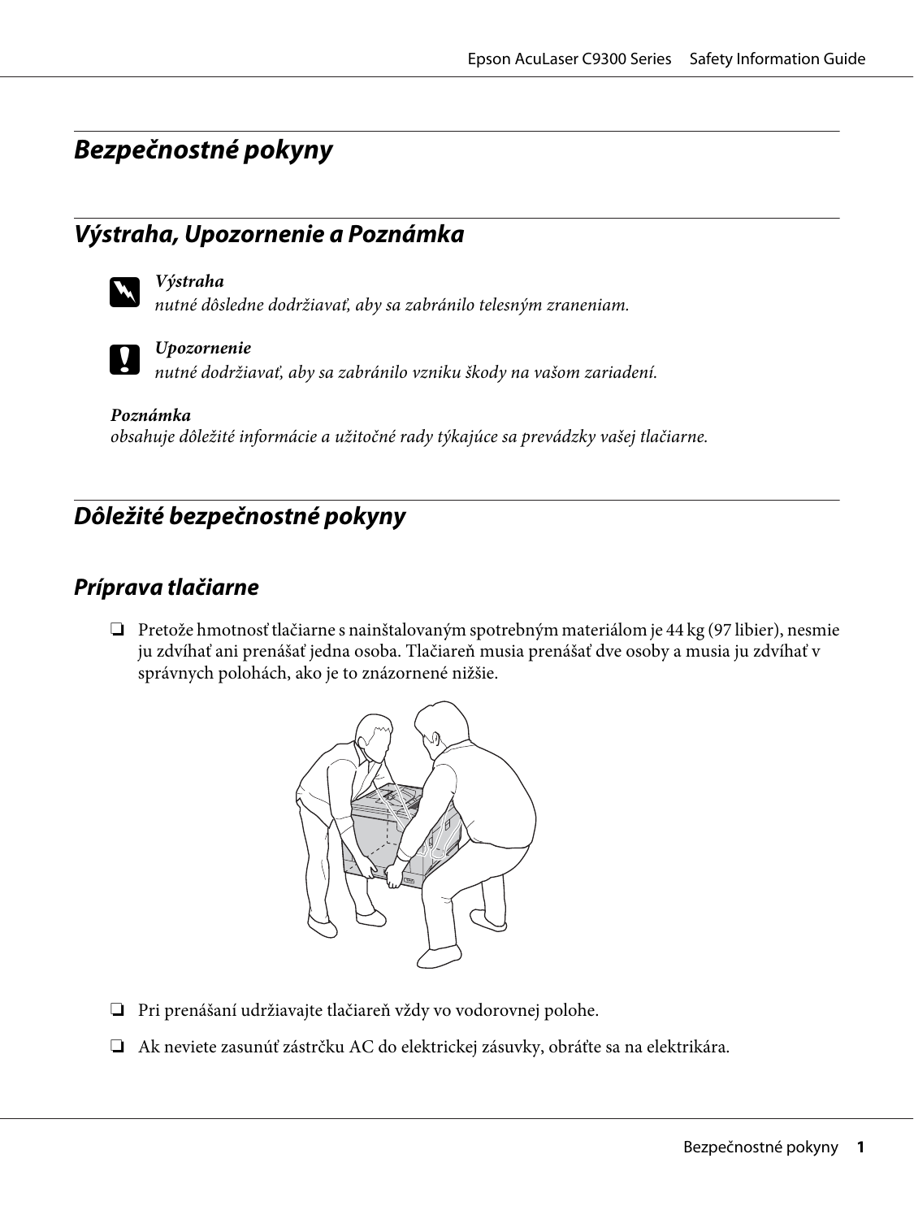# Bezpečnostné pokyny

## Výstraha, Upozornenie a Poznámka

***Výstraha***
*nutné dôsledne dodržiavať, aby sa zabránilo telesným zraneniam.*

***Upozornenie***
*nutné dodržiavať, aby sa zabránilo vzniku škody na vašom zariadení.*

***Poznámka***
*obsahuje dôležité informácie a užitočné rady týkajúce sa prevádzky vašej tlačiarne.*

## Dôležité bezpečnostné pokyny

### Príprava tlačiarne

- Pretože hmotnosť tlačiarne s nainštalovaným spotrebným materiálom je 44 kg (97 libier), nesmie ju zdvíhať ani prenášať jedna osoba. Tlačiareň musia prenášať dve osoby a musia ju zdvíhať v správnych polohách, ako je to znázornené nižšie.

- Pri prenášaní udržiavajte tlačiareň vždy vo vodorovnej polohe.

- Ak neviete zasunúť zástrčku AC do elektrickej zásuvky, obráťte sa na elektrikára.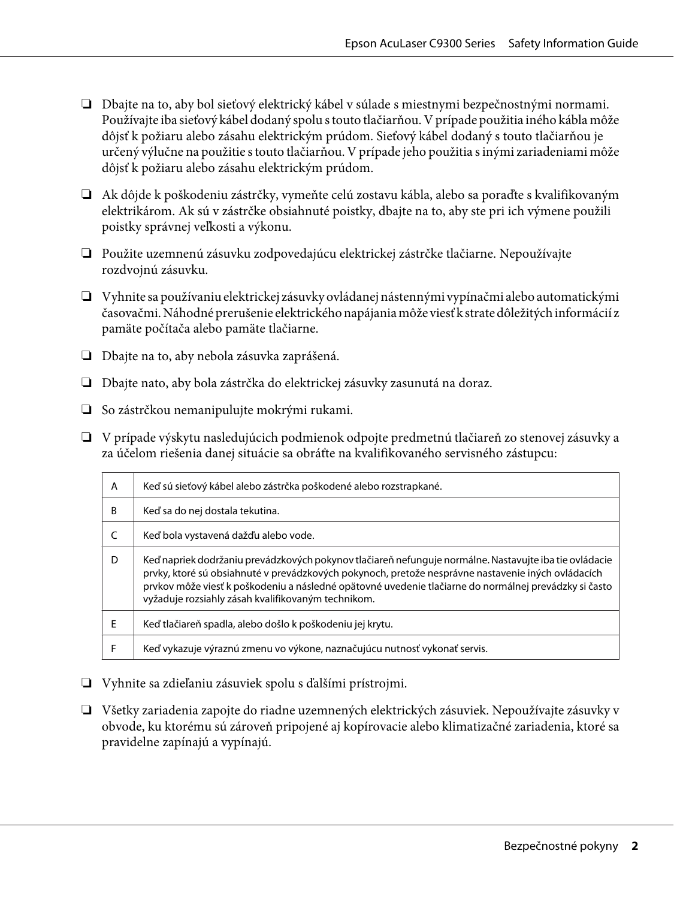- Dbajte na to, aby bol sieťový elektrický kábel v súlade s miestnymi bezpečnostnými normami. Používajte iba sieťový kábel dodaný spolu s touto tlačiarňou. V prípade použitia iného kábla môže dôjsť k požiaru alebo zásahu elektrickým prúdom. Sieťový kábel dodaný s touto tlačiarňou je určený výlučne na použitie s touto tlačiarňou. V prípade jeho použitia s inými zariadeniami môže dôjsť k požiaru alebo zásahu elektrickým prúdom.

- Ak dôjde k poškodeniu zástrčky, vymeňte celú zostavu kábla, alebo sa poraďte s kvalifikovaným elektrikárom. Ak sú v zástrčke obsiahnuté poistky, dbajte na to, aby ste pri ich výmene použili poistky správnej veľkosti a výkonu.

- Použite uzemnenú zásuvku zodpovedajúcu elektrickej zástrčke tlačiarne. Nepoužívajte rozdvojnú zásuvku.

- Vyhnite sa používaniu elektrickej zásuvky ovládanej nástennými vypínačmi alebo automatickými časovačmi. Náhodné prerušenie elektrického napájania môže viesť k strate dôležitých informácií z pamäte počítača alebo pamäte tlačiarne.

- Dbajte na to, aby nebola zásuvka zaprášená.

- Dbajte nato, aby bola zástrčka do elektrickej zásuvky zasunutá na doraz.

- So zástrčkou nemanipulujte mokrými rukami.

- V prípade výskytu nasledujúcich podmienok odpojte predmetnú tlačiareň zo stenovej zásuvky a za účelom riešenia danej situácie sa obráťte na kvalifikovaného servisného zástupcu:

| | |
|---|---|
| A | Keď sú sieťový kábel alebo zástrčka poškodené alebo rozstrapkané. |
| B | Keď sa do nej dostala tekutina. |
| C | Keď bola vystavená dažďu alebo vode. |
| D | Keď napriek dodržaniu prevádzkových pokynov tlačiareň nefunguje normálne. Nastavujte iba tie ovládacie prvky, ktoré sú obsiahnuté v prevádzkových pokynoch, pretože nesprávne nastavenie iných ovládacích prvkov môže viesť k poškodeniu a následné opätovné uvedenie tlačiarne do normálnej prevádzky si často vyžaduje rozsiahly zásah kvalifikovaným technikom. |
| E | Keď tlačiareň spadla, alebo došlo k poškodeniu jej krytu. |
| F | Keď vykazuje výraznú zmenu vo výkone, naznačujúcu nutnosť vykonať servis. |

- Vyhnite sa zdieľaniu zásuviek spolu s ďalšími prístrojmi.

- Všetky zariadenia zapojte do riadne uzemnených elektrických zásuviek. Nepoužívajte zásuvky v obvode, ku ktorému sú zároveň pripojené aj kopírovacie alebo klimatizačné zariadenia, ktoré sa pravidelne zapínajú a vypínajú.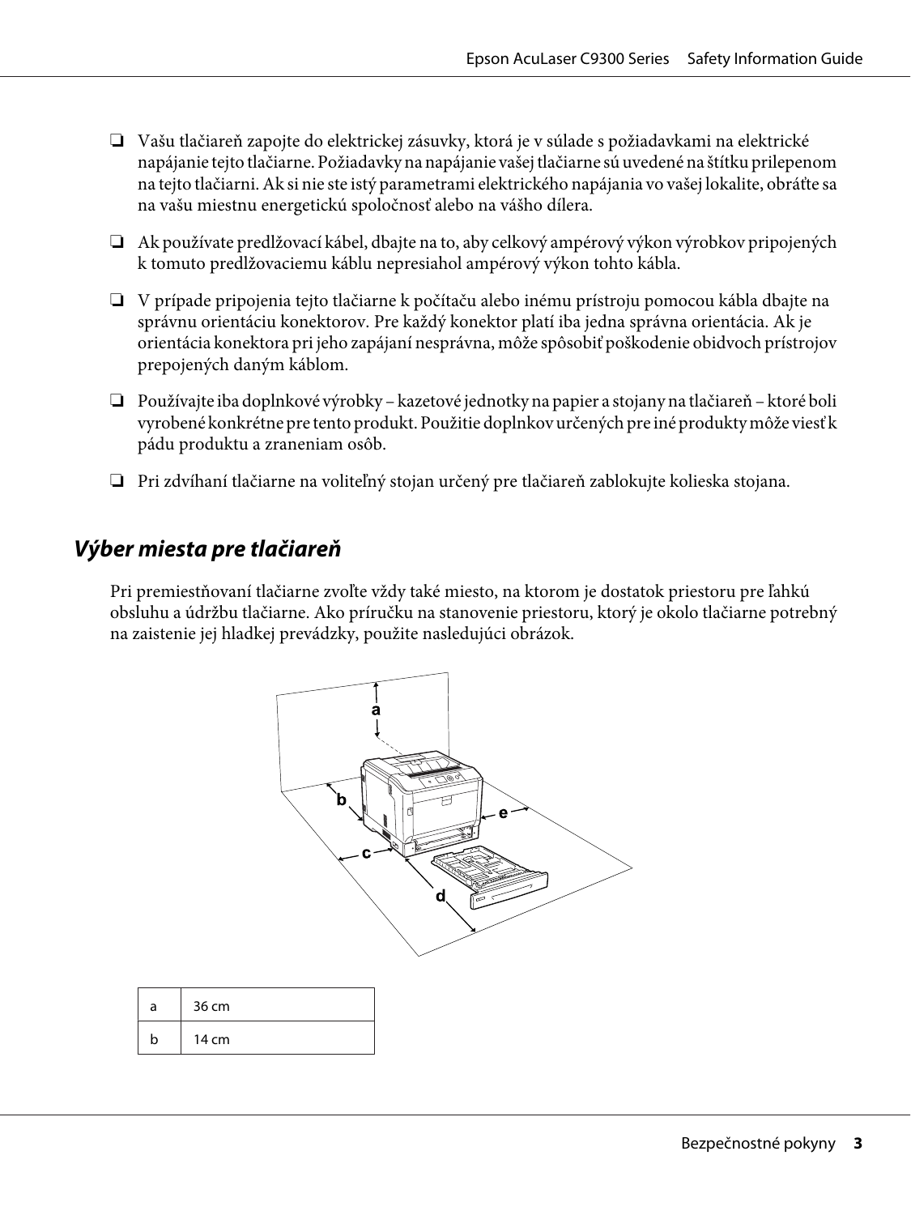- Vašu tlačiareň zapojte do elektrickej zásuvky, ktorá je v súlade s požiadavkami na elektrické napájanie tejto tlačiarne. Požiadavky na napájanie vašej tlačiarne sú uvedené na štítku prilepenom na tejto tlačiarni. Ak si nie ste istý parametrami elektrického napájania vo vašej lokalite, obráťte sa na vašu miestnu energetickú spoločnosť alebo na vášho dílera.

- Ak používate predlžovací kábel, dbajte na to, aby celkový ampérový výkon výrobkov pripojených k tomuto predlžovaciemu káblu nepresiahol ampérový výkon tohto kábla.

- V prípade pripojenia tejto tlačiarne k počítaču alebo inému prístroju pomocou kábla dbajte na správnu orientáciu konektorov. Pre každý konektor platí iba jedna správna orientácia. Ak je orientácia konektora pri jeho zapájaní nesprávna, môže spôsobiť poškodenie obidvoch prístrojov prepojených daným káblom.

- Používajte iba doplnkové výrobky – kazetové jednotky na papier a stojany na tlačiareň – ktoré boli vyrobené konkrétne pre tento produkt. Použitie doplnkov určených pre iné produkty môže viesť k pádu produktu a zraneniam osôb.

- Pri zdvíhaní tlačiarne na voliteľný stojan určený pre tlačiareň zablokujte kolieska stojana.

## *Výber miesta pre tlačiareň*

Pri premiestňovaní tlačiarne zvoľte vždy také miesto, na ktorom je dostatok priestoru pre ľahkú obsluhu a údržbu tlačiarne. Ako príručku na stanovenie priestoru, ktorý je okolo tlačiarne potrebný na zaistenie jej hladkej prevádzky, použite nasledujúci obrázok.

| a | 36 cm |
|---|---|
| b | 14 cm |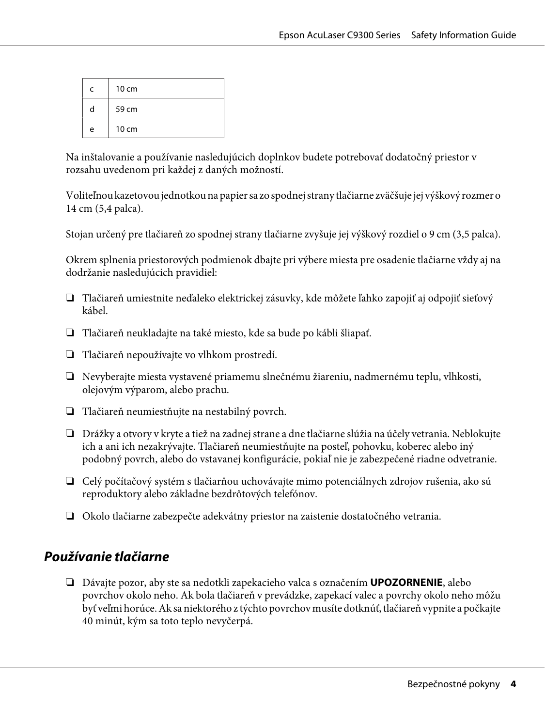| c | 10 cm |
|---|---|
| d | 59 cm |
| e | 10 cm |

Na inštalovanie a používanie nasledujúcich doplnkov budete potrebovať dodatočný priestor v rozsahu uvedenom pri každej z daných možností.

Voliteľnou kazetovou jednotkou na papier sa zo spodnej strany tlačiarne zväčšuje jej výškový rozmer o 14 cm (5,4 palca).

Stojan určený pre tlačiareň zo spodnej strany tlačiarne zvyšuje jej výškový rozdiel o 9 cm (3,5 palca).

Okrem splnenia priestorových podmienok dbajte pri výbere miesta pre osadenie tlačiarne vždy aj na dodržanie nasledujúcich pravidiel:

- Tlačiareň umiestnite neďaleko elektrickej zásuvky, kde môžete ľahko zapojiť aj odpojiť sieťový kábel.
- Tlačiareň neukladajte na také miesto, kde sa bude po kábli šliapať.
- Tlačiareň nepoužívajte vo vlhkom prostredí.
- Nevyberajte miesta vystavené priamemu slnečnému žiareniu, nadmernému teplu, vlhkosti, olejovým výparom, alebo prachu.
- Tlačiareň neumiestňujte na nestabilný povrch.
- Drážky a otvory v kryte a tiež na zadnej strane a dne tlačiarne slúžia na účely vetrania. Neblokujte ich a ani ich nezakrývajte. Tlačiareň neumiestňujte na posteľ, pohovku, koberec alebo iný podobný povrch, alebo do vstavanej konfigurácie, pokiaľ nie je zabezpečené riadne odvetranie.
- Celý počítačový systém s tlačiarňou uchovávajte mimo potenciálnych zdrojov rušenia, ako sú reproduktory alebo základne bezdrôtových telefónov.
- Okolo tlačiarne zabezpečte adekvátny priestor na zaistenie dostatočného vetrania.

## *Používanie tlačiarne*

- Dávajte pozor, aby ste sa nedotkli zapekacieho valca s označením **UPOZORNENIE**, alebo povrchov okolo neho. Ak bola tlačiareň v prevádzke, zapekací valec a povrchy okolo neho môžu byť veľmi horúce. Ak sa niektorého z týchto povrchov musíte dotknúť, tlačiareň vypnite a počkajte 40 minút, kým sa toto teplo nevyčerpá.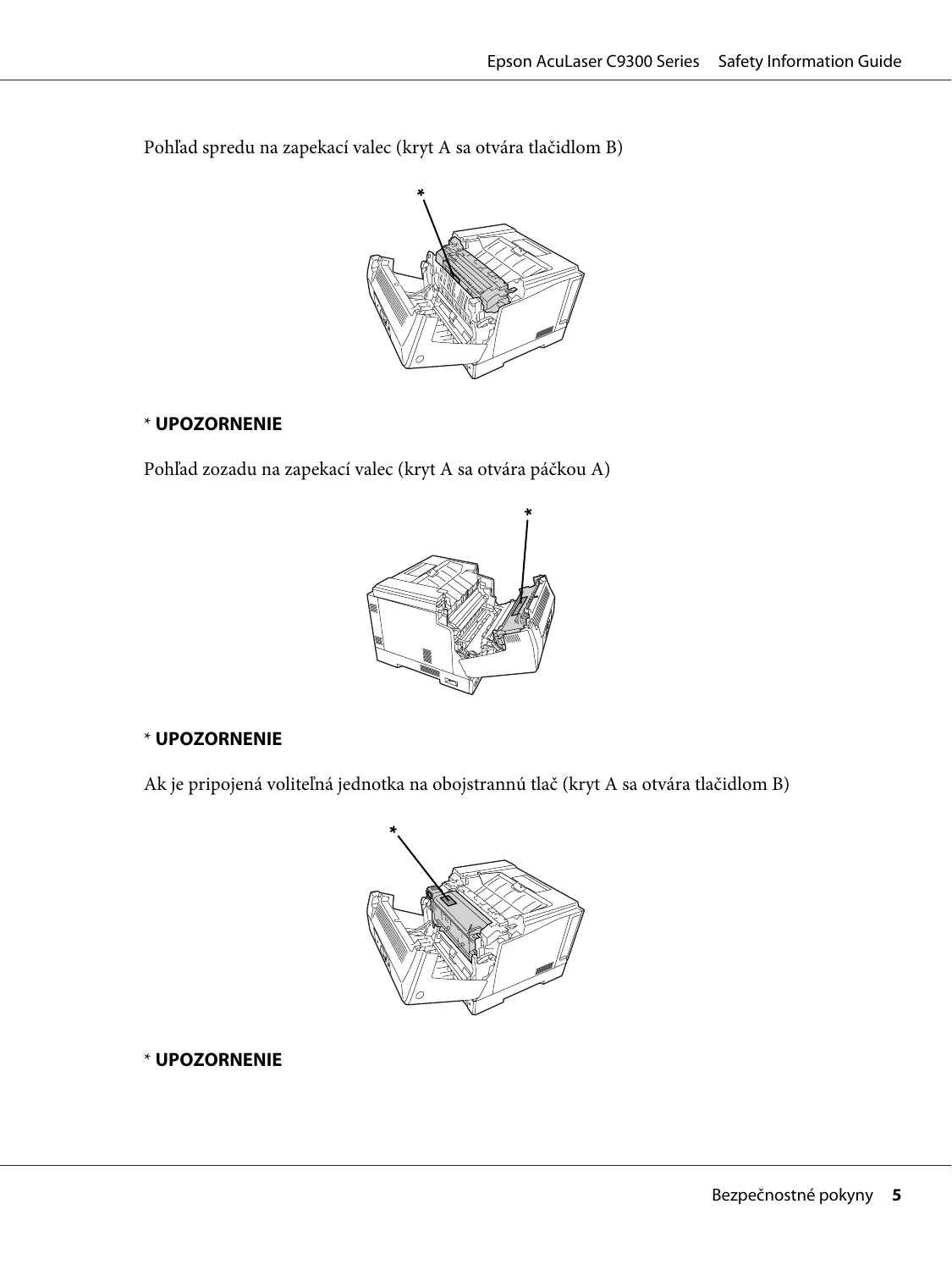Pohľad spredu na zapekací valec (kryt A sa otvára tlačidlom B)

\* **UPOZORNENIE**

Pohľad zozadu na zapekací valec (kryt A sa otvára páčkou A)

\* **UPOZORNENIE**

Ak je pripojená voliteľná jednotka na obojstrannú tlač (kryt A sa otvára tlačidlom B)

\* **UPOZORNENIE**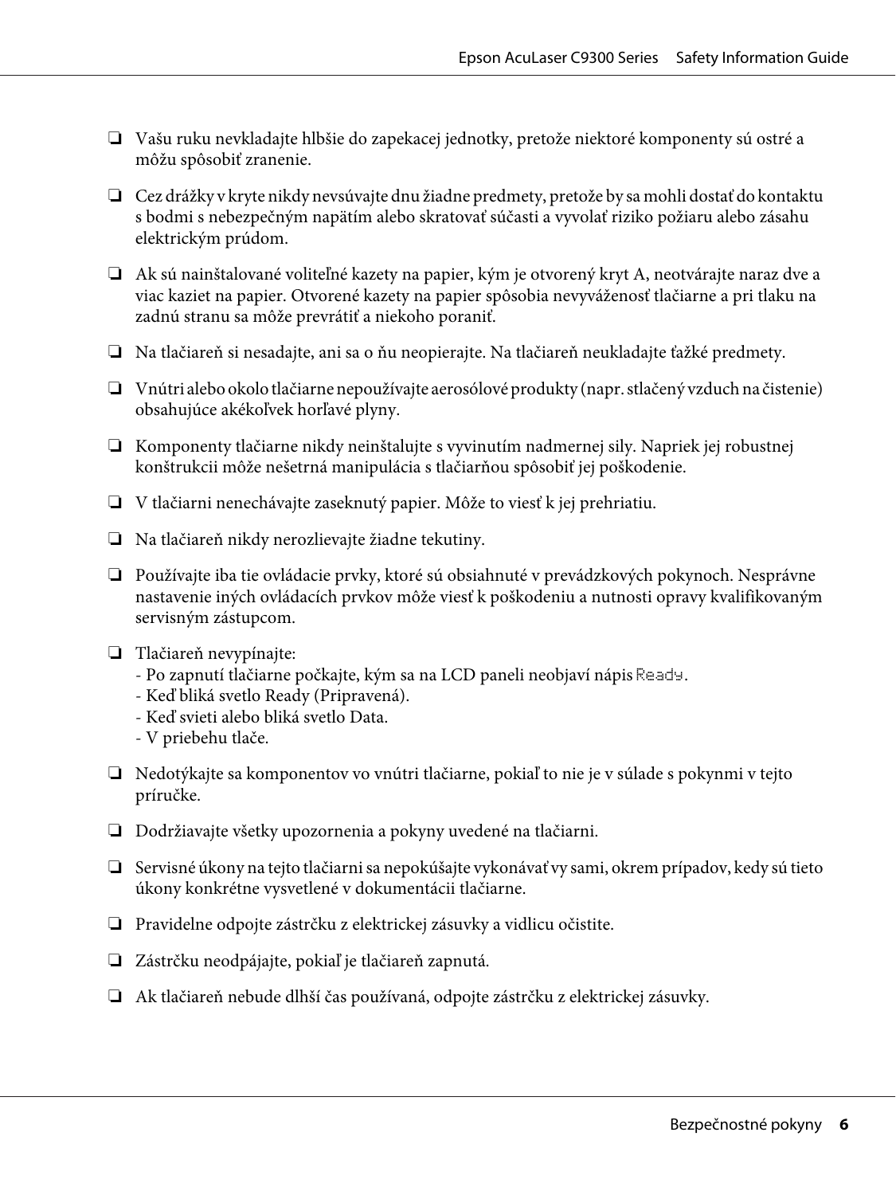- Vašu ruku nevkladajte hlbšie do zapekacej jednotky, pretože niektoré komponenty sú ostré a môžu spôsobiť zranenie.
- Cez drážky v kryte nikdy nevsúvajte dnu žiadne predmety, pretože by sa mohli dostať do kontaktu s bodmi s nebezpečným napätím alebo skratovať súčasti a vyvolať riziko požiaru alebo zásahu elektrickým prúdom.
- Ak sú nainštalované voliteľné kazety na papier, kým je otvorený kryt A, neotvárajte naraz dve a viac kaziet na papier. Otvorené kazety na papier spôsobia nevyváženosť tlačiarne a pri tlaku na zadnú stranu sa môže prevrátiť a niekoho poraniť.
- Na tlačiareň si nesadajte, ani sa o ňu neopierajte. Na tlačiareň neukladajte ťažké predmety.
- Vnútri alebo okolo tlačiarne nepoužívajte aerosólové produkty (napr. stlačený vzduch na čistenie) obsahujúce akékoľvek horľavé plyny.
- Komponenty tlačiarne nikdy neinštalujte s vyvinutím nadmernej sily. Napriek jej robustnej konštrukcii môže nešetrná manipulácia s tlačiarňou spôsobiť jej poškodenie.
- V tlačiarni nenechávajte zaseknutý papier. Môže to viesť k jej prehriatiu.
- Na tlačiareň nikdy nerozlievajte žiadne tekutiny.
- Používajte iba tie ovládacie prvky, ktoré sú obsiahnuté v prevádzkových pokynoch. Nesprávne nastavenie iných ovládacích prvkov môže viesť k poškodeniu a nutnosti opravy kvalifikovaným servisným zástupcom.
- Tlačiareň nevypínajte:
  - Po zapnutí tlačiarne počkajte, kým sa na LCD paneli neobjaví nápis `Ready`.
  - Keď bliká svetlo Ready (Pripravená).
  - Keď svieti alebo bliká svetlo Data.
  - V priebehu tlače.
- Nedotýkajte sa komponentov vo vnútri tlačiarne, pokiaľ to nie je v súlade s pokynmi v tejto príručke.
- Dodržiavajte všetky upozornenia a pokyny uvedené na tlačiarni.
- Servisné úkony na tejto tlačiarni sa nepokúšajte vykonávať vy sami, okrem prípadov, kedy sú tieto úkony konkrétne vysvetlené v dokumentácii tlačiarne.
- Pravidelne odpojte zástrčku z elektrickej zásuvky a vidlicu očistite.
- Zástrčku neodpájajte, pokiaľ je tlačiareň zapnutá.
- Ak tlačiareň nebude dlhší čas používaná, odpojte zástrčku z elektrickej zásuvky.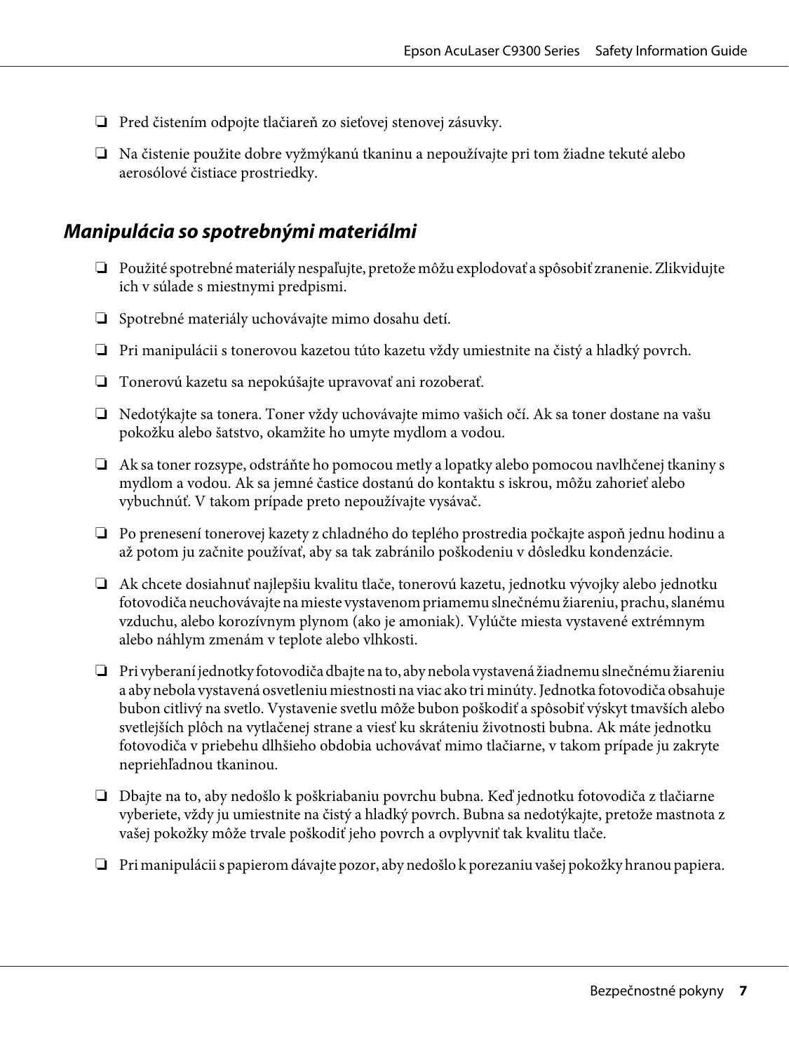- Pred čistením odpojte tlačiareň zo sieťovej stenovej zásuvky.
- Na čistenie použite dobre vyžmýkanú tkaninu a nepoužívajte pri tom žiadne tekuté alebo aerosólové čistiace prostriedky.

## *Manipulácia so spotrebnými materiálmi*

- Použité spotrebné materiály nespaľujte, pretože môžu explodovať a spôsobiť zranenie. Zlikvidujte ich v súlade s miestnymi predpismi.
- Spotrebné materiály uchovávajte mimo dosahu detí.
- Pri manipulácii s tonerovou kazetou túto kazetu vždy umiestnite na čistý a hladký povrch.
- Tonerovú kazetu sa nepokúšajte upravovať ani rozoberať.
- Nedotýkajte sa tonera. Toner vždy uchovávajte mimo vašich očí. Ak sa toner dostane na vašu pokožku alebo šatstvo, okamžite ho umyte mydlom a vodou.
- Ak sa toner rozsype, odstráňte ho pomocou metly a lopatky alebo pomocou navlhčenej tkaniny s mydlom a vodou. Ak sa jemné častice dostanú do kontaktu s iskrou, môžu zahorieť alebo vybuchnúť. V takom prípade preto nepoužívajte vysávač.
- Po prenesení tonerovej kazety z chladného do teplého prostredia počkajte aspoň jednu hodinu a až potom ju začnite používať, aby sa tak zabránilo poškodeniu v dôsledku kondenzácie.
- Ak chcete dosiahnuť najlepšiu kvalitu tlače, tonerovú kazetu, jednotku vývojky alebo jednotku fotovodiča neuchovávajte na mieste vystavenom priamemu slnečnému žiareniu, prachu, slanému vzduchu, alebo korozívnym plynom (ako je amoniak). Vylúčte miesta vystavené extrémnym alebo náhlym zmenám v teplote alebo vlhkosti.
- Pri vyberaní jednotky fotovodiča dbajte na to, aby nebola vystavená žiadnemu slnečnému žiareniu a aby nebola vystavená osvetleniu miestnosti na viac ako tri minúty. Jednotka fotovodiča obsahuje bubon citlivý na svetlo. Vystavenie svetlu môže bubon poškodiť a spôsobiť výskyt tmavších alebo svetlejších plôch na vytlačenej strane a viesť ku skráteniu životnosti bubna. Ak máte jednotku fotovodiča v priebehu dlhšieho obdobia uchovávať mimo tlačiarne, v takom prípade ju zakryte nepriehľadnou tkaninou.
- Dbajte na to, aby nedošlo k poškriabaniu povrchu bubna. Keď jednotku fotovodiča z tlačiarne vyberiete, vždy ju umiestnite na čistý a hladký povrch. Bubna sa nedotýkajte, pretože mastnota z vašej pokožky môže trvale poškodiť jeho povrch a ovplyvniť tak kvalitu tlače.
- Pri manipulácii s papierom dávajte pozor, aby nedošlo k porezaniu vašej pokožky hranou papiera.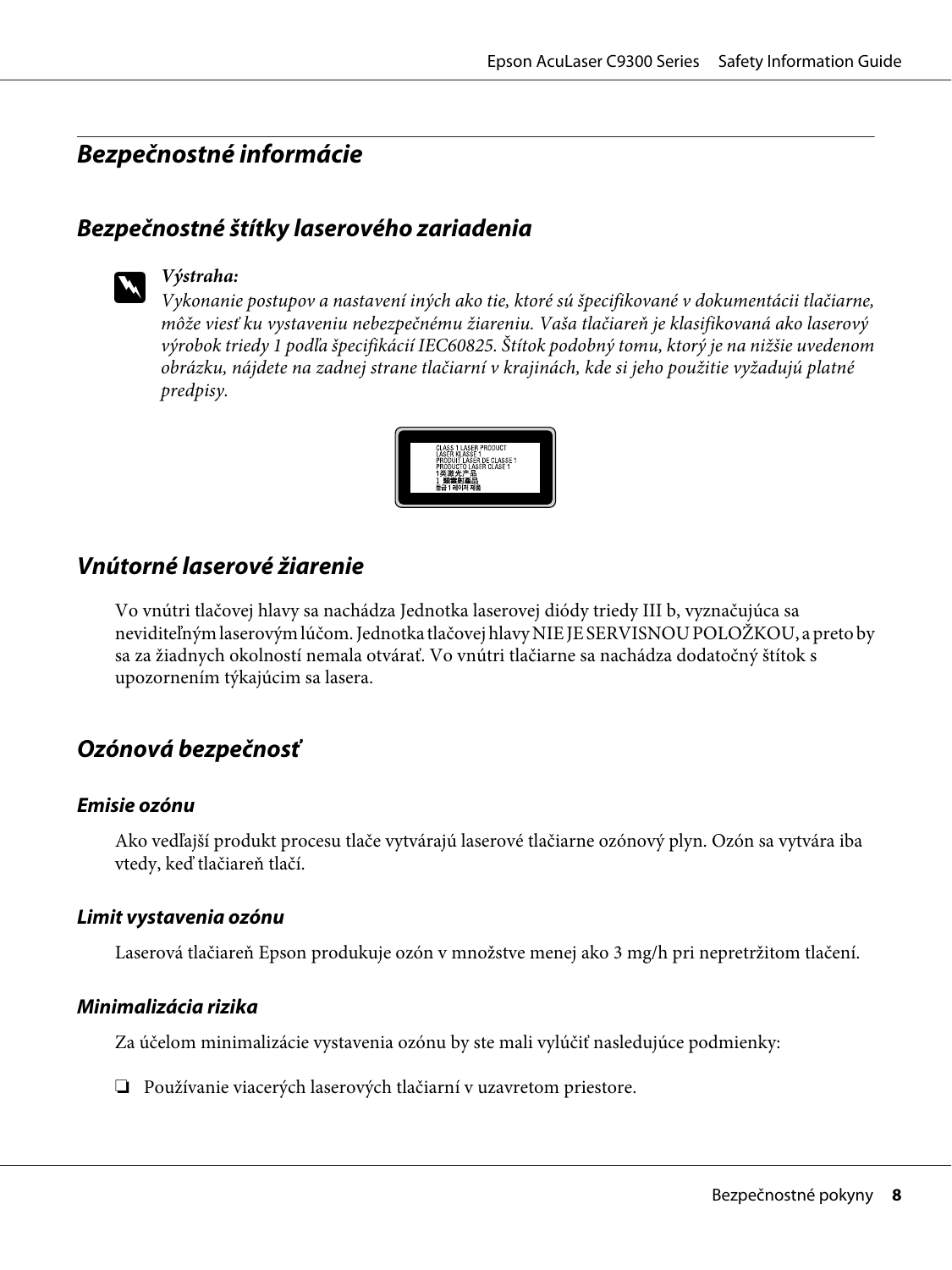## Bezpečnostné informácie

### Bezpečnostné štítky laserového zariadenia

> ***Výstraha:***
> *Vykonanie postupov a nastavení iných ako tie, ktoré sú špecifikované v dokumentácii tlačiarne, môže viesť ku vystaveniu nebezpečnému žiareniu. Vaša tlačiareň je klasifikovaná ako laserový výrobok triedy 1 podľa špecifikácií IEC60825. Štítok podobný tomu, ktorý je na nižšie uvedenom obrázku, nájdete na zadnej strane tlačiarní v krajinách, kde si jeho použitie vyžadujú platné predpisy.*

CLASS 1 LASER PRODUCT
LASER KLASSE 1
PRODUIT LASER DE CLASSE 1
PRODUCTO LASER CLASE 1
1类激光产品
1 類雷射產品
등급 1 레이저 제품

### Vnútorné laserové žiarenie

Vo vnútri tlačovej hlavy sa nachádza Jednotka laserovej diódy triedy III b, vyznačujúca sa neviditeľným laserovým lúčom. Jednotka tlačovej hlavy NIE JE SERVISNOU POLOŽKOU, a preto by sa za žiadnych okolností nemala otvárať. Vo vnútri tlačiarne sa nachádza dodatočný štítok s upozornením týkajúcim sa lasera.

### Ozónová bezpečnosť

#### Emisie ozónu

Ako vedľajší produkt procesu tlače vytvárajú laserové tlačiarne ozónový plyn. Ozón sa vytvára iba vtedy, keď tlačiareň tlačí.

#### Limit vystavenia ozónu

Laserová tlačiareň Epson produkuje ozón v množstve menej ako 3 mg/h pri nepretržitom tlačení.

#### Minimalizácia rizika

Za účelom minimalizácie vystavenia ozónu by ste mali vylúčiť nasledujúce podmienky:

- Používanie viacerých laserových tlačiarní v uzavretom priestore.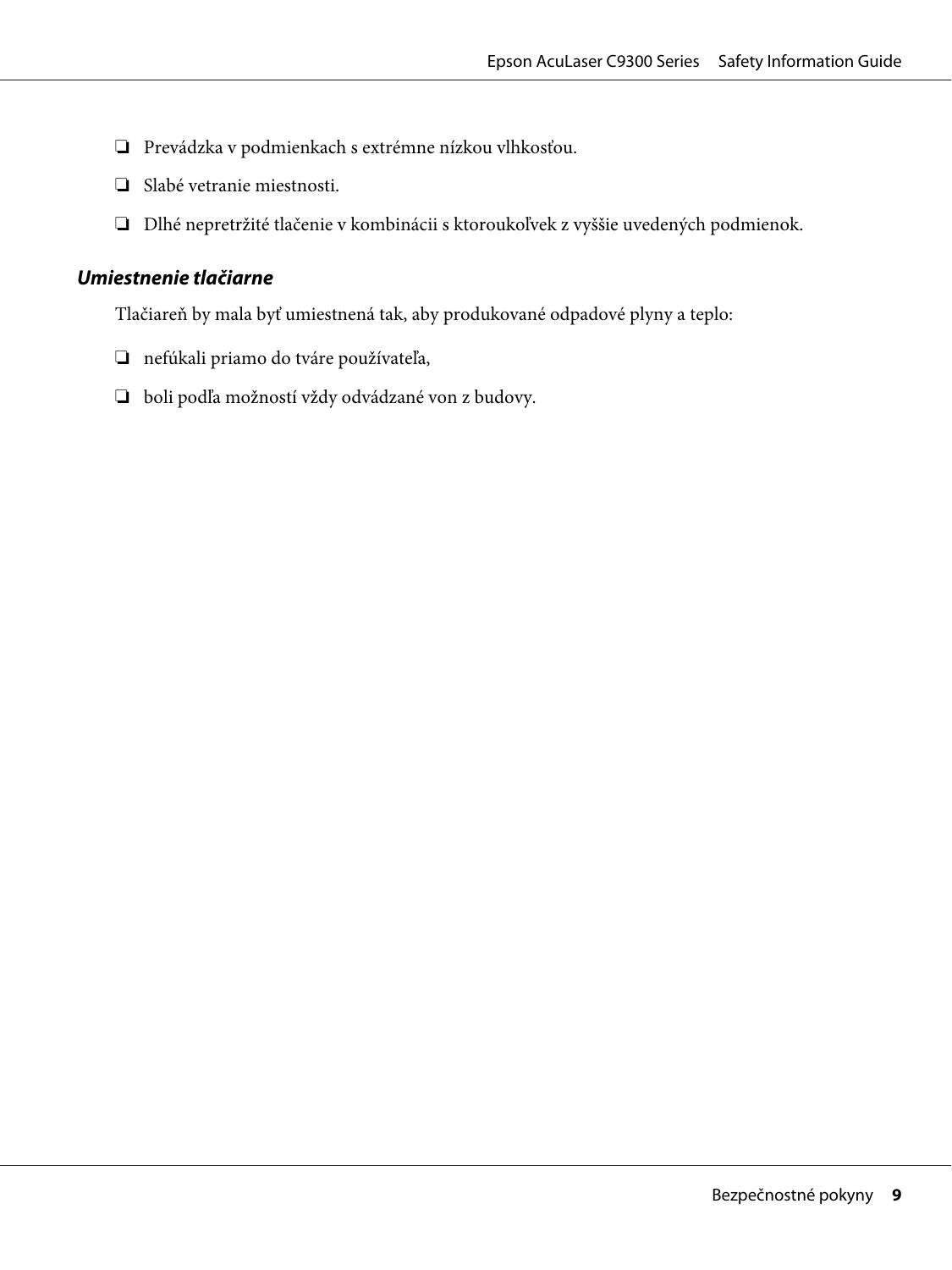- Prevádzka v podmienkach s extrémne nízkou vlhkosťou.
- Slabé vetranie miestnosti.
- Dlhé nepretržité tlačenie v kombinácii s ktoroukoľvek z vyššie uvedených podmienok.

### *Umiestnenie tlačiarne*

Tlačiareň by mala byť umiestnená tak, aby produkované odpadové plyny a teplo:

- nefúkali priamo do tváre používateľa,
- boli podľa možností vždy odvádzané von z budovy.